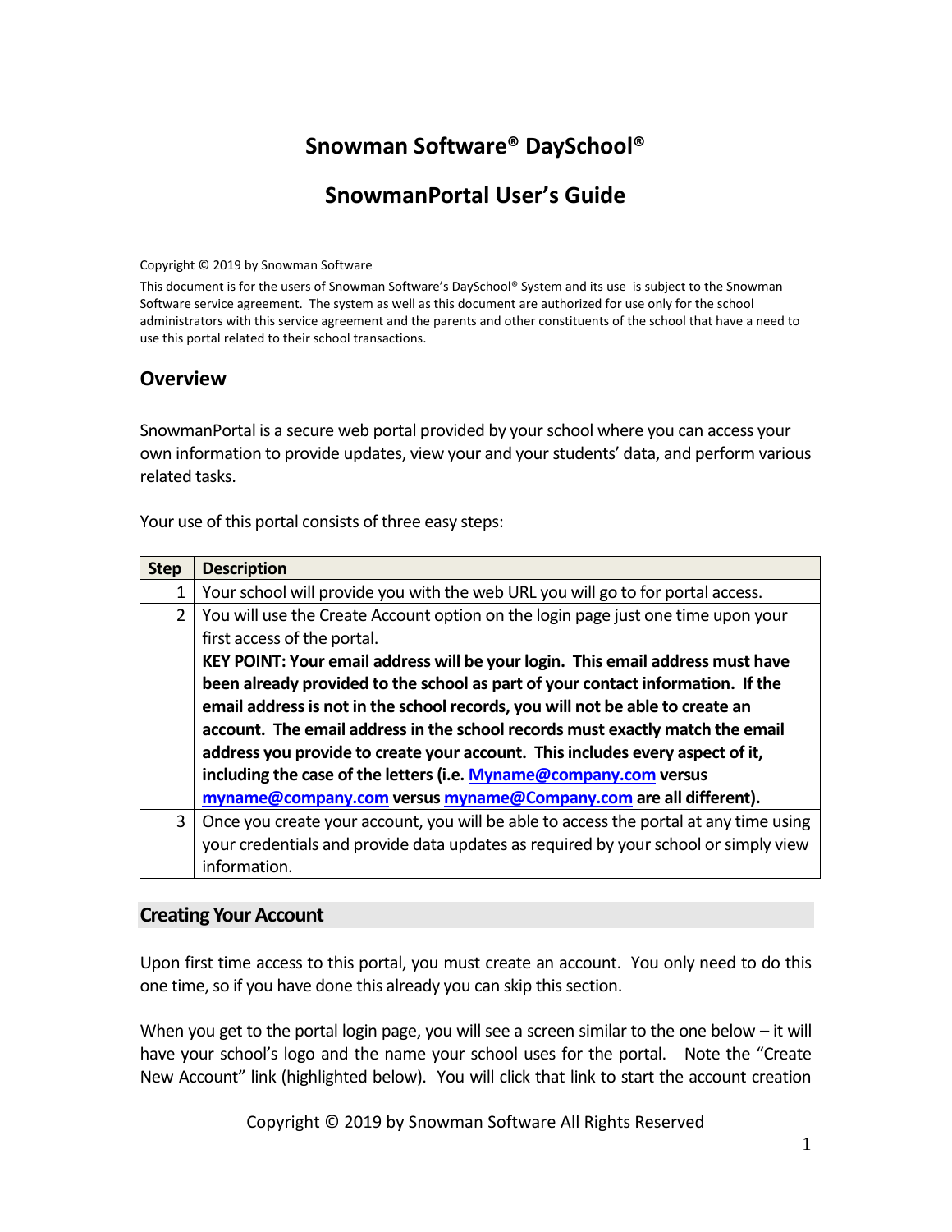# Snowman Software® DaySchool®

# SnowmanPortal User's Guide

Copyright © 2019 by Snowman Software

This document is for the users of Snowman Software's DaySchool® System and its use is subject to the Snowman Software service agreement. The system as well as this document are authorized for use only for the school administrators with this service agreement and the parents and other constituents of the school that have a need to use this portal related to their school transactions.

## Overview

SnowmanPortal is a secure web portal provided by your school where you can access your own information to provide updates, view your and your students' data, and perform various related tasks.

Your use of this portal consists of three easy steps:

| Step | Description |
|---|---|
| 1 | Your school will provide you with the web URL you will go to for portal access. |
| 2 | You will use the Create Account option on the login page just one time upon your first access of the portal. **KEY POINT: Your email address will be your login. This email address must have been already provided to the school as part of your contact information. If the email address is not in the school records, you will not be able to create an account. The email address in the school records must exactly match the email address you provide to create your account. This includes every aspect of it, including the case of the letters (i.e. Myname@company.com versus myname@company.com versus myname@Company.com are all different).** |
| 3 | Once you create your account, you will be able to access the portal at any time using your credentials and provide data updates as required by your school or simply view information. |

## Creating Your Account

Upon first time access to this portal, you must create an account. You only need to do this one time, so if you have done this already you can skip this section.

When you get to the portal login page, you will see a screen similar to the one below – it will have your school's logo and the name your school uses for the portal. Note the "Create New Account" link (highlighted below). You will click that link to start the account creation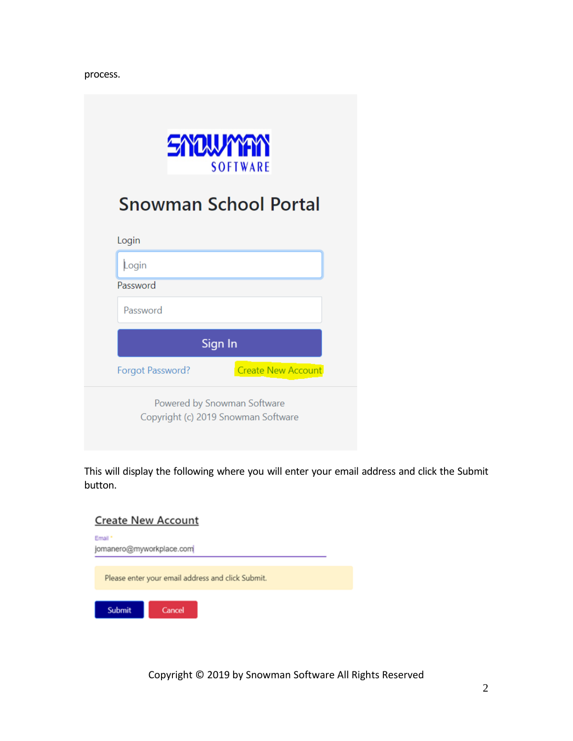process.

Snowman School Portal

Login

Login

Password

Password

Sign In

Forgot Password? Create New Account

Powered by Snowman Software
Copyright (c) 2019 Snowman Software

This will display the following where you will enter your email address and click the Submit button.

Create New Account

Email *

jomanero@myworkplace.com

Please enter your email address and click Submit.

Submit Cancel

Copyright © 2019 by Snowman Software All Rights Reserved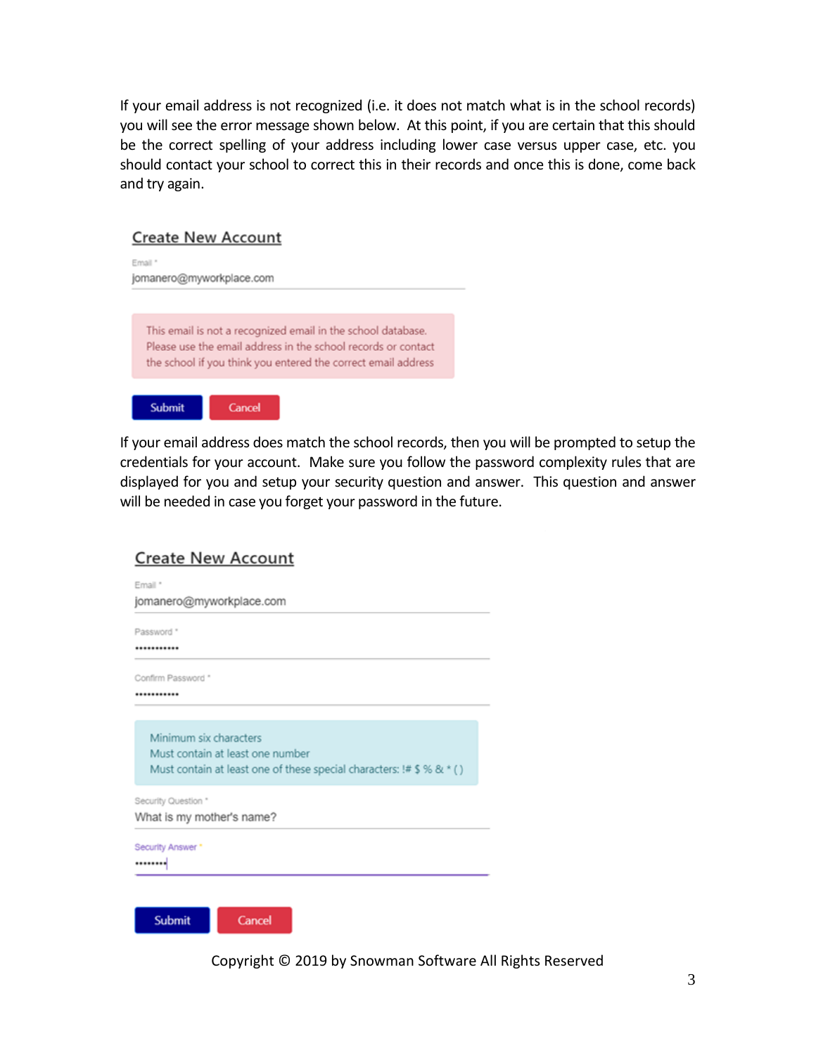If your email address is not recognized (i.e. it does not match what is in the school records) you will see the error message shown below. At this point, if you are certain that this should be the correct spelling of your address including lower case versus upper case, etc. you should contact your school to correct this in their records and once this is done, come back and try again.

**Create New Account**

Email *

jomanero@myworkplace.com

This email is not a recognized email in the school database. Please use the email address in the school records or contact the school if you think you entered the correct email address

Submit Cancel

If your email address does match the school records, then you will be prompted to setup the credentials for your account. Make sure you follow the password complexity rules that are displayed for you and setup your security question and answer. This question and answer will be needed in case you forget your password in the future.

**Create New Account**

Email *

jomanero@myworkplace.com

Password *

•••••••••••

Confirm Password *

•••••••••••

Minimum six characters
Must contain at least one number
Must contain at least one of these special characters: !# $ % & * ( )

Security Question *

What is my mother's name?

Security Answer *

••••••••

Submit Cancel

Copyright © 2019 by Snowman Software All Rights Reserved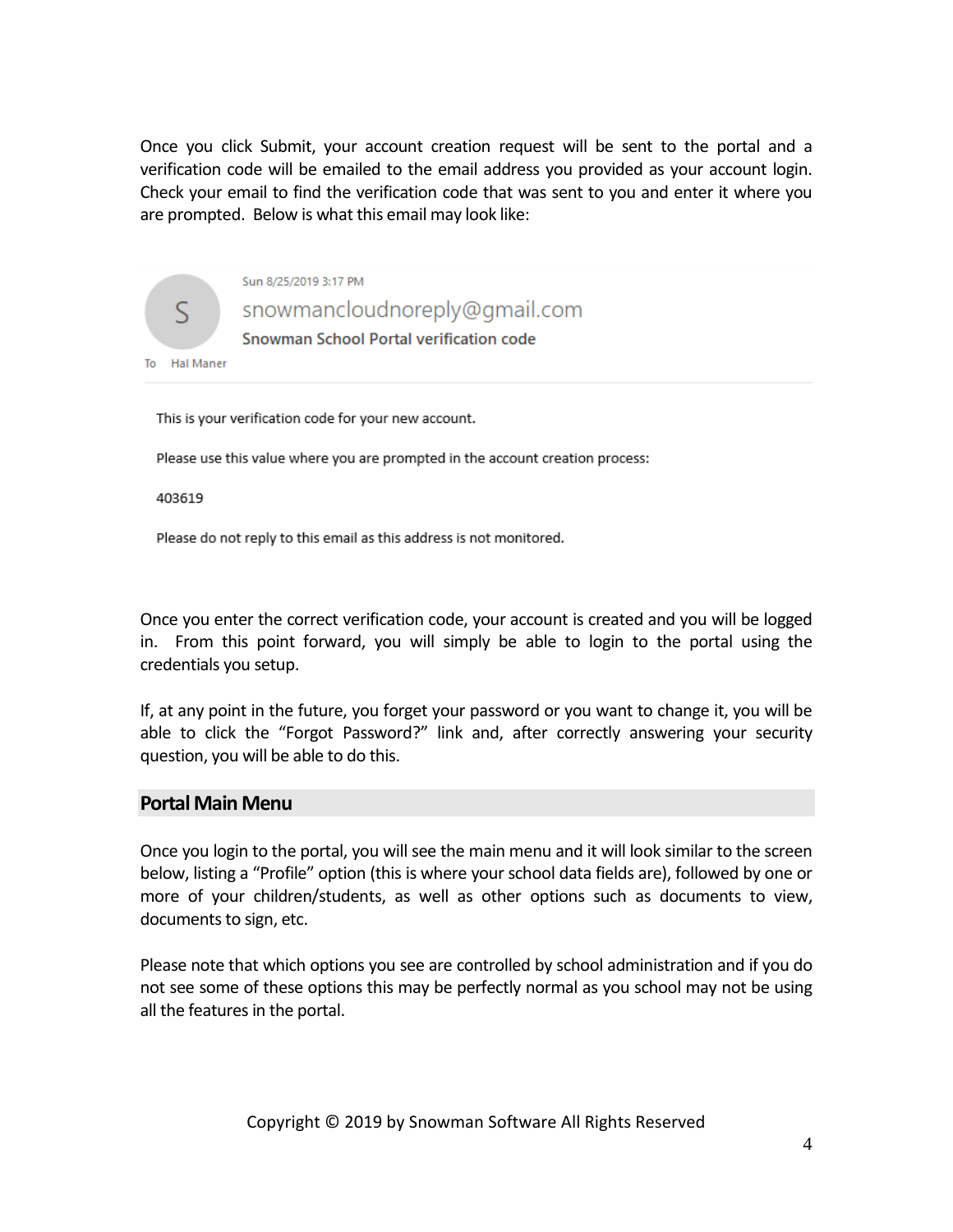Once you click Submit, your account creation request will be sent to the portal and a verification code will be emailed to the email address you provided as your account login. Check your email to find the verification code that was sent to you and enter it where you are prompted. Below is what this email may look like:

Sun 8/25/2019 3:17 PM

snowmancloudnoreply@gmail.com

Snowman School Portal verification code

To Hal Maner

This is your verification code for your new account.

Please use this value where you are prompted in the account creation process:

403619

Please do not reply to this email as this address is not monitored.

Once you enter the correct verification code, your account is created and you will be logged in. From this point forward, you will simply be able to login to the portal using the credentials you setup.

If, at any point in the future, you forget your password or you want to change it, you will be able to click the "Forgot Password?" link and, after correctly answering your security question, you will be able to do this.

## Portal Main Menu

Once you login to the portal, you will see the main menu and it will look similar to the screen below, listing a "Profile" option (this is where your school data fields are), followed by one or more of your children/students, as well as other options such as documents to view, documents to sign, etc.

Please note that which options you see are controlled by school administration and if you do not see some of these options this may be perfectly normal as you school may not be using all the features in the portal.

Copyright © 2019 by Snowman Software All Rights Reserved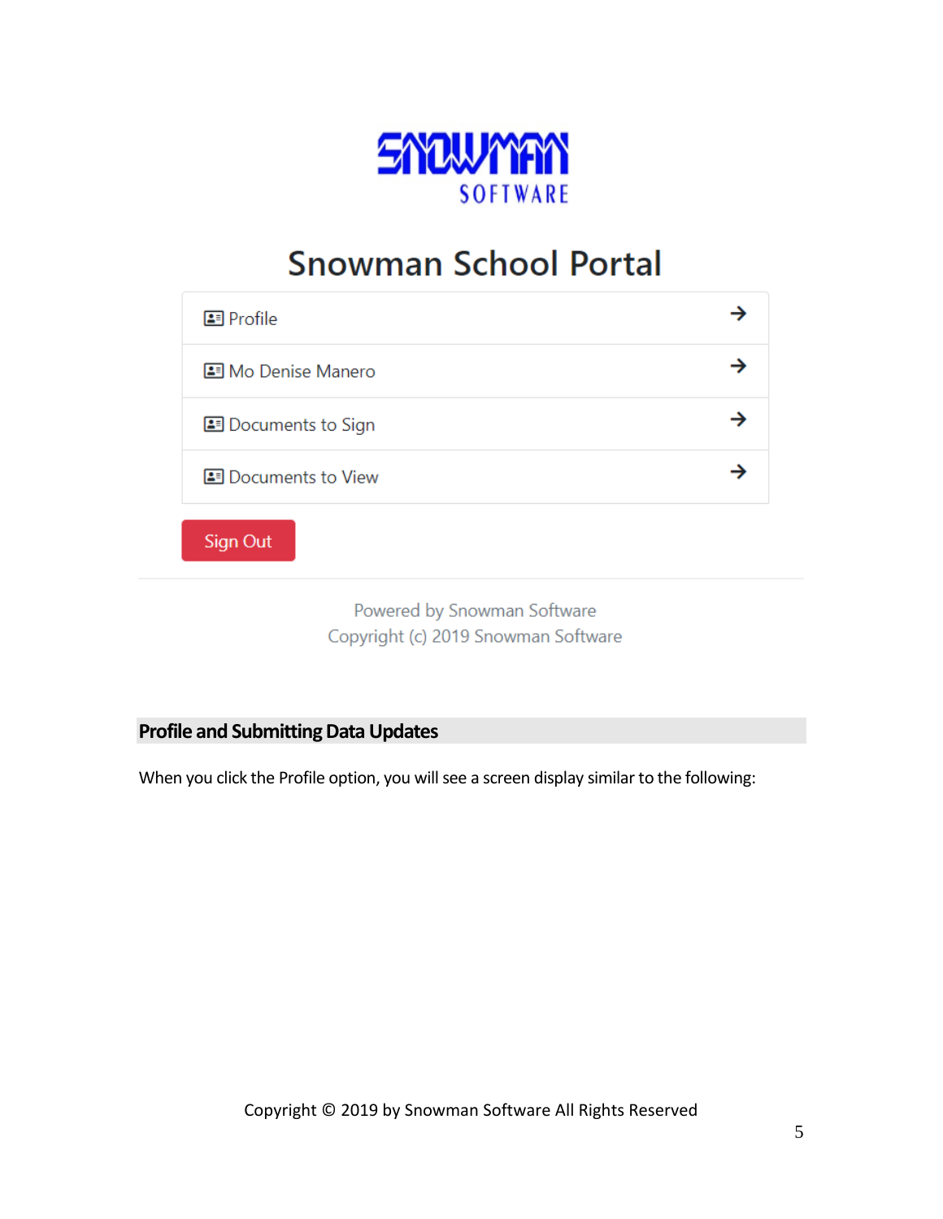SNOWMAN SOFTWARE

# Snowman School Portal

- Profile →
- Mo Denise Manero →
- Documents to Sign →
- Documents to View →

Sign Out

Powered by Snowman Software
Copyright (c) 2019 Snowman Software

## Profile and Submitting Data Updates

When you click the Profile option, you will see a screen display similar to the following:

Copyright © 2019 by Snowman Software All Rights Reserved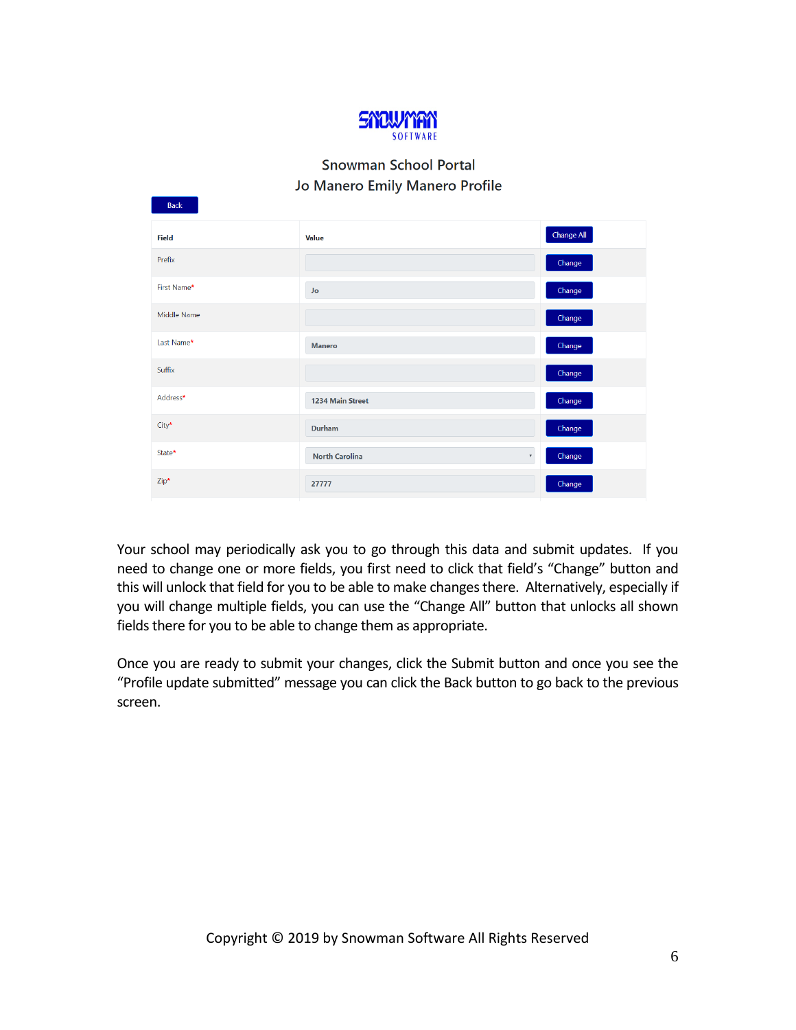SNOWMAN SOFTWARE

Snowman School Portal

Jo Manero Emily Manero Profile

Back

| Field | Value | Change All |
|---|---|---|
| Prefix | | Change |
| First Name* | Jo | Change |
| Middle Name | | Change |
| Last Name* | Manero | Change |
| Suffix | | Change |
| Address* | 1234 Main Street | Change |
| City* | Durham | Change |
| State* | North Carolina | Change |
| Zip* | 27777 | Change |

Your school may periodically ask you to go through this data and submit updates. If you need to change one or more fields, you first need to click that field's "Change" button and this will unlock that field for you to be able to make changes there. Alternatively, especially if you will change multiple fields, you can use the "Change All" button that unlocks all shown fields there for you to be able to change them as appropriate.

Once you are ready to submit your changes, click the Submit button and once you see the "Profile update submitted" message you can click the Back button to go back to the previous screen.

Copyright © 2019 by Snowman Software All Rights Reserved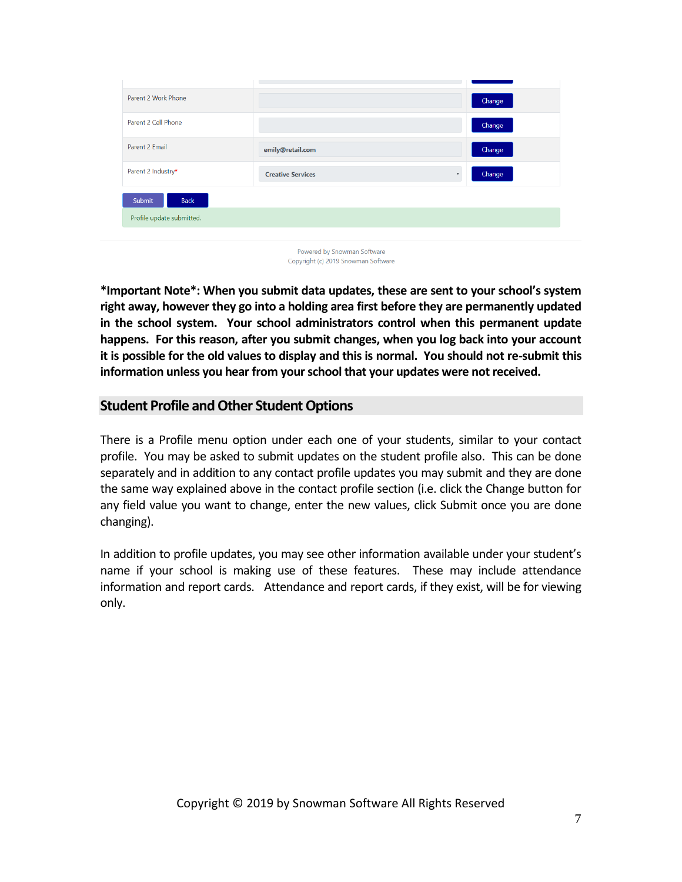| | | |
|---|---|---|
| Parent 2 Work Phone | | Change |
| Parent 2 Cell Phone | | Change |
| Parent 2 Email | emily@retail.com | Change |
| Parent 2 Industry* | Creative Services | Change |

Submit Back

Profile update submitted.

Powered by Snowman Software
Copyright (c) 2019 Snowman Software

**\*Important Note\*: When you submit data updates, these are sent to your school's system right away, however they go into a holding area first before they are permanently updated in the school system. Your school administrators control when this permanent update happens. For this reason, after you submit changes, when you log back into your account it is possible for the old values to display and this is normal. You should not re-submit this information unless you hear from your school that your updates were not received.**

## Student Profile and Other Student Options

There is a Profile menu option under each one of your students, similar to your contact profile. You may be asked to submit updates on the student profile also. This can be done separately and in addition to any contact profile updates you may submit and they are done the same way explained above in the contact profile section (i.e. click the Change button for any field value you want to change, enter the new values, click Submit once you are done changing).

In addition to profile updates, you may see other information available under your student's name if your school is making use of these features. These may include attendance information and report cards. Attendance and report cards, if they exist, will be for viewing only.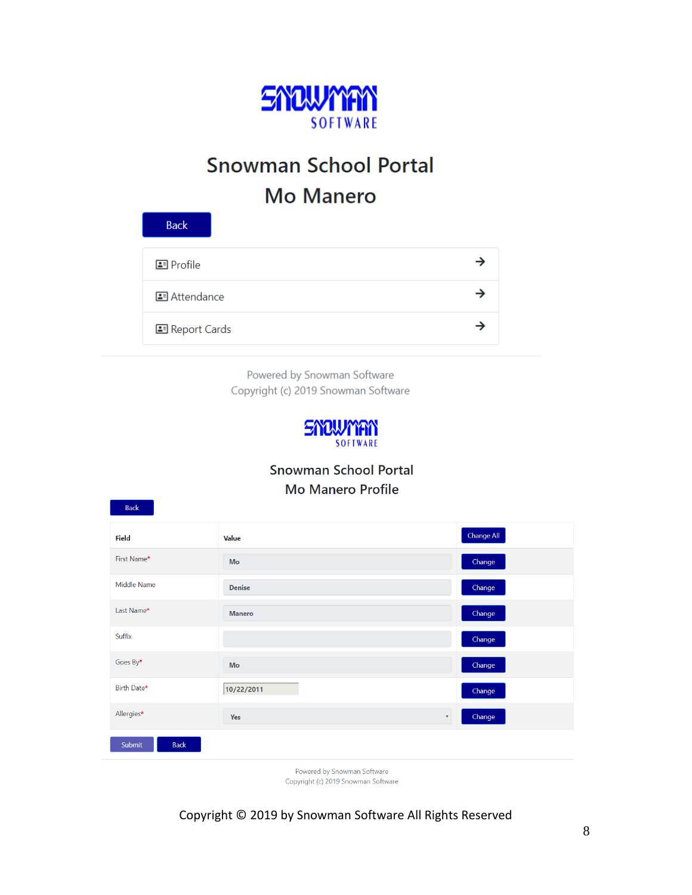SNOWMAN SOFTWARE

# Snowman School Portal

## Mo Manero

Back

- Profile →
- Attendance →
- Report Cards →

Powered by Snowman Software
Copyright (c) 2019 Snowman Software

SNOWMAN SOFTWARE

## Snowman School Portal

## Mo Manero Profile

Back

| Field | Value | Change All |
|---|---|---|
| First Name* | Mo | Change |
| Middle Name | Denise | Change |
| Last Name* | Manero | Change |
| Suffix | | Change |
| Goes By* | Mo | Change |
| Birth Date* | 10/22/2011 | Change |
| Allergies* | Yes | Change |

Submit Back

Powered by Snowman Software
Copyright (c) 2019 Snowman Software

Copyright © 2019 by Snowman Software All Rights Reserved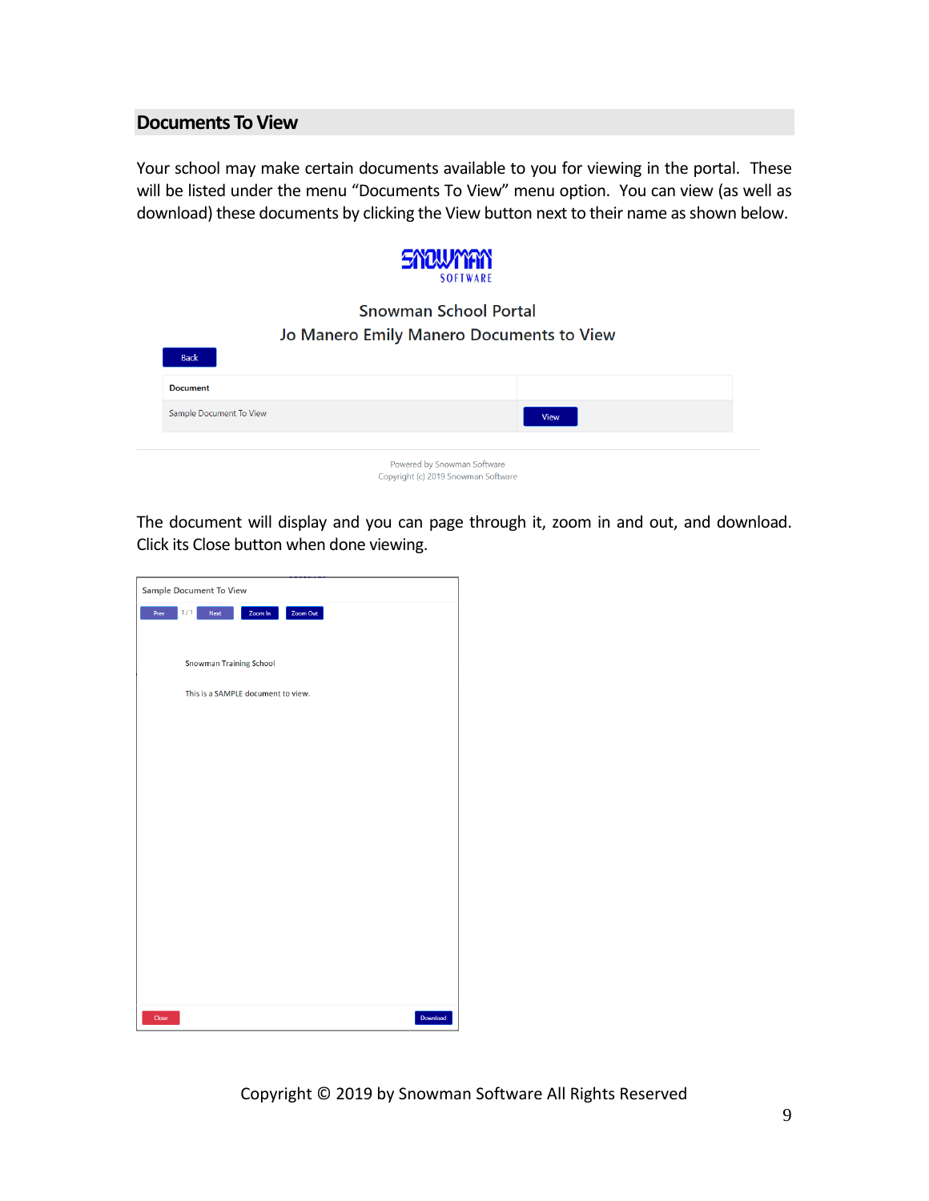## Documents To View

Your school may make certain documents available to you for viewing in the portal. These will be listed under the menu "Documents To View" menu option. You can view (as well as download) these documents by clicking the View button next to their name as shown below.

SNOWMAN SOFTWARE

Snowman School Portal

Jo Manero Emily Manero Documents to View

Back

| Document | |
|---|---|
| Sample Document To View | View |

Powered by Snowman Software
Copyright (c) 2019 Snowman Software

The document will display and you can page through it, zoom in and out, and download. Click its Close button when done viewing.

Sample Document To View

Prev 1 / 1 Next Zoom In Zoom Out

Snowman Training School

This is a SAMPLE document to view.

Close Download

Copyright © 2019 by Snowman Software All Rights Reserved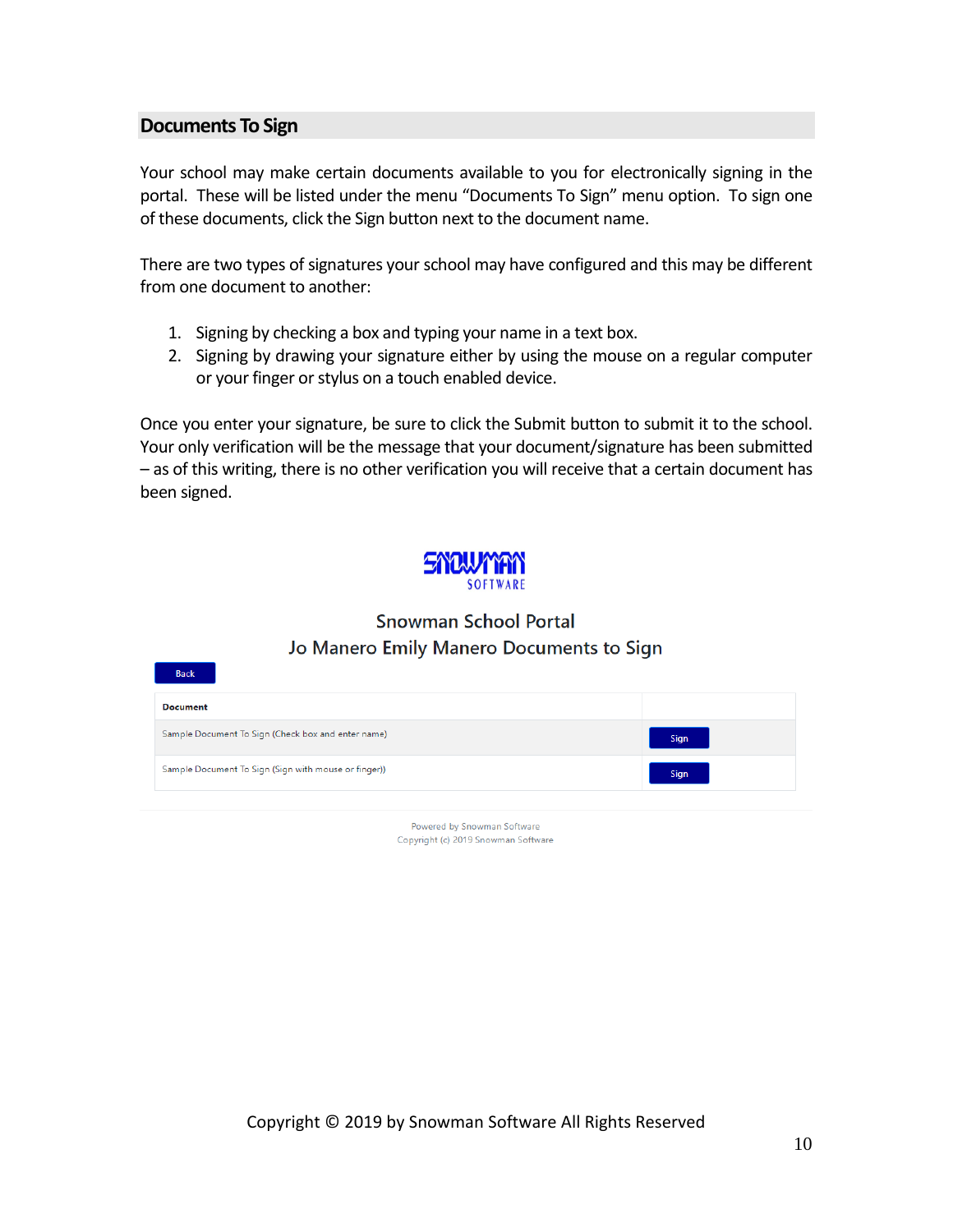## Documents To Sign

Your school may make certain documents available to you for electronically signing in the portal. These will be listed under the menu "Documents To Sign" menu option. To sign one of these documents, click the Sign button next to the document name.

There are two types of signatures your school may have configured and this may be different from one document to another:

1. Signing by checking a box and typing your name in a text box.
2. Signing by drawing your signature either by using the mouse on a regular computer or your finger or stylus on a touch enabled device.

Once you enter your signature, be sure to click the Submit button to submit it to the school. Your only verification will be the message that your document/signature has been submitted – as of this writing, there is no other verification you will receive that a certain document has been signed.

SNOWMAN SOFTWARE

Snowman School Portal

Jo Manero Emily Manero Documents to Sign

Back

| Document | |
|---|---|
| Sample Document To Sign (Check box and enter name) | Sign |
| Sample Document To Sign (Sign with mouse or finger) | Sign |

Powered by Snowman Software
Copyright (c) 2019 Snowman Software

Copyright © 2019 by Snowman Software All Rights Reserved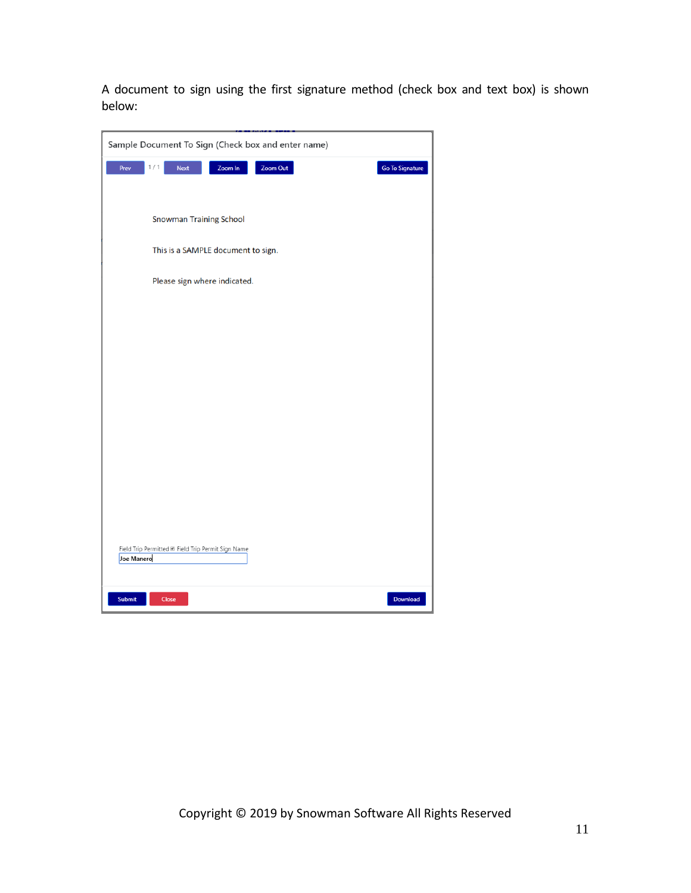A document to sign using the first signature method (check box and text box) is shown below:

Sample Document To Sign (Check box and enter name)

Prev 1 / 1 Next Zoom In Zoom Out Go To Signature

Snowman Training School

This is a SAMPLE document to sign.

Please sign where indicated.

Field Trip Permitted ☒ Field Trip Permit Sign Name

Joe Manero

Submit Close Download

Copyright © 2019 by Snowman Software All Rights Reserved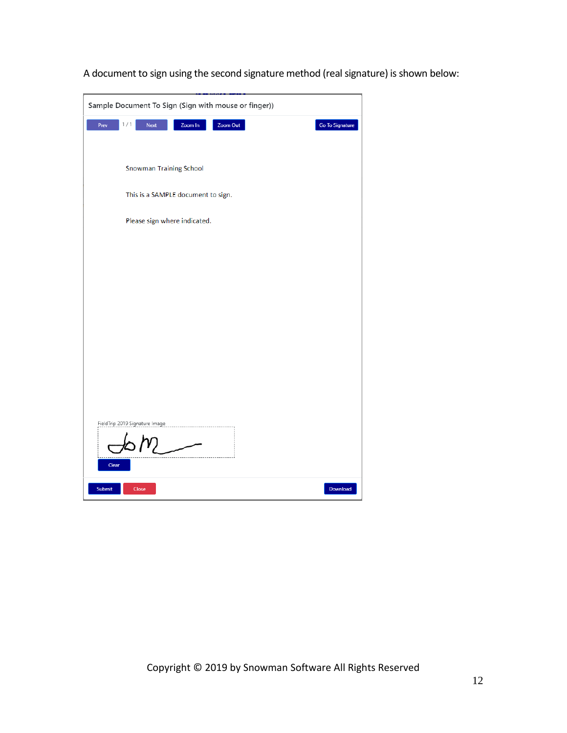A document to sign using the second signature method (real signature) is shown below:

Sample Document To Sign (Sign with mouse or finger))

Prev 1 / 1 Next Zoom In Zoom Out Go To Signature

Snowman Training School

This is a SAMPLE document to sign.

Please sign where indicated.

FieldTrip 2019 Signature Image

Clear

Submit Close Download

Copyright © 2019 by Snowman Software All Rights Reserved